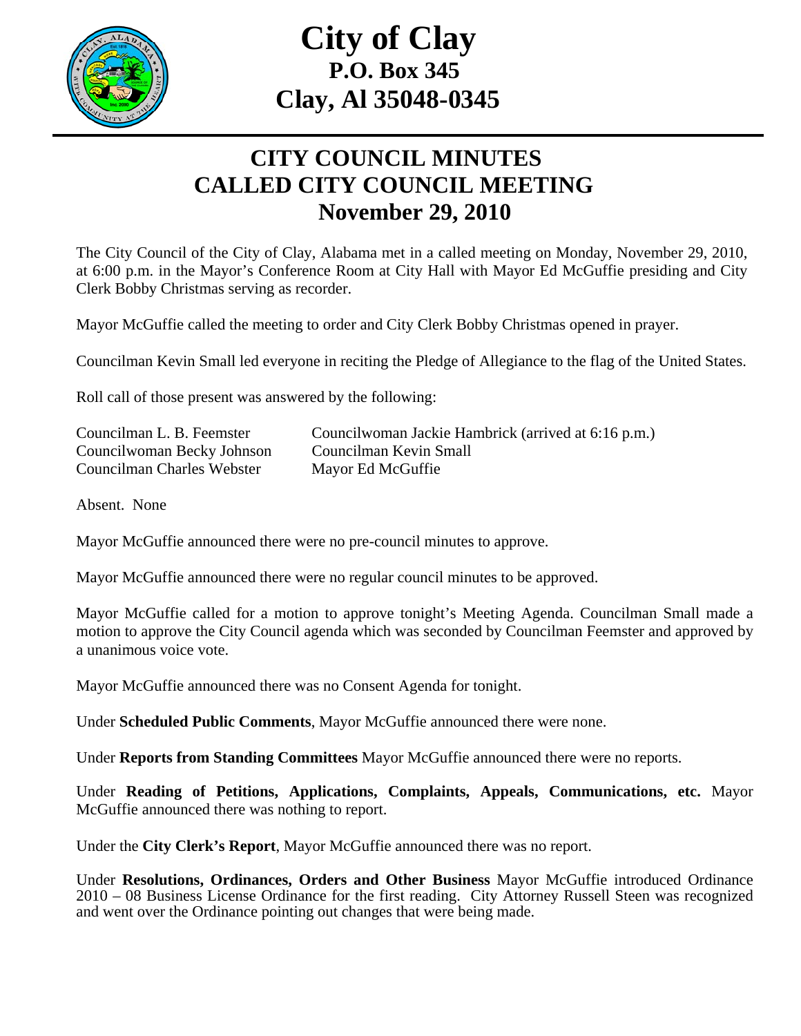# City of Clay
## P.O. Box 345
## Clay, Al 35048-0345

## CITY COUNCIL MINUTES
## CALLED CITY COUNCIL MEETING
## November 29, 2010

The City Council of the City of Clay, Alabama met in a called meeting on Monday, November 29, 2010, at 6:00 p.m. in the Mayor's Conference Room at City Hall with Mayor Ed McGuffie presiding and City Clerk Bobby Christmas serving as recorder.

Mayor McGuffie called the meeting to order and City Clerk Bobby Christmas opened in prayer.

Councilman Kevin Small led everyone in reciting the Pledge of Allegiance to the flag of the United States.

Roll call of those present was answered by the following:

| | |
|---|---|
| Councilman L. B. Feemster | Councilwoman Jackie Hambrick (arrived at 6:16 p.m.) |
| Councilwoman Becky Johnson | Councilman Kevin Small |
| Councilman Charles Webster | Mayor Ed McGuffie |

Absent. None

Mayor McGuffie announced there were no pre-council minutes to approve.

Mayor McGuffie announced there were no regular council minutes to be approved.

Mayor McGuffie called for a motion to approve tonight's Meeting Agenda. Councilman Small made a motion to approve the City Council agenda which was seconded by Councilman Feemster and approved by a unanimous voice vote.

Mayor McGuffie announced there was no Consent Agenda for tonight.

Under **Scheduled Public Comments**, Mayor McGuffie announced there were none.

Under **Reports from Standing Committees** Mayor McGuffie announced there were no reports.

Under **Reading of Petitions, Applications, Complaints, Appeals, Communications, etc.** Mayor McGuffie announced there was nothing to report.

Under the **City Clerk's Report**, Mayor McGuffie announced there was no report.

Under **Resolutions, Ordinances, Orders and Other Business** Mayor McGuffie introduced Ordinance 2010 – 08 Business License Ordinance for the first reading. City Attorney Russell Steen was recognized and went over the Ordinance pointing out changes that were being made.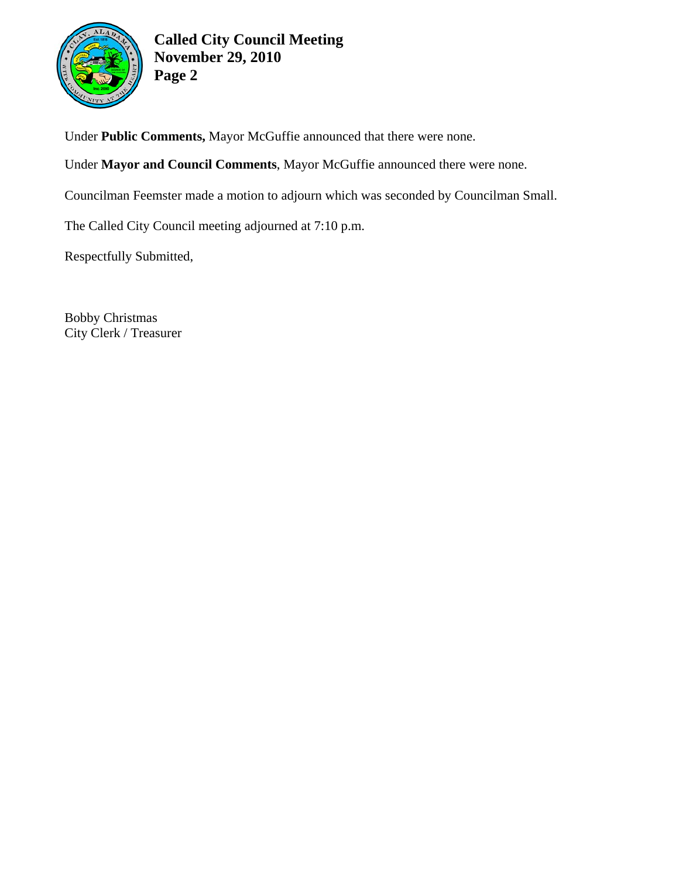Under **Public Comments,** Mayor McGuffie announced that there were none.

Under **Mayor and Council Comments**, Mayor McGuffie announced there were none.

Councilman Feemster made a motion to adjourn which was seconded by Councilman Small.

The Called City Council meeting adjourned at 7:10 p.m.

Respectfully Submitted,

Bobby Christmas
City Clerk / Treasurer